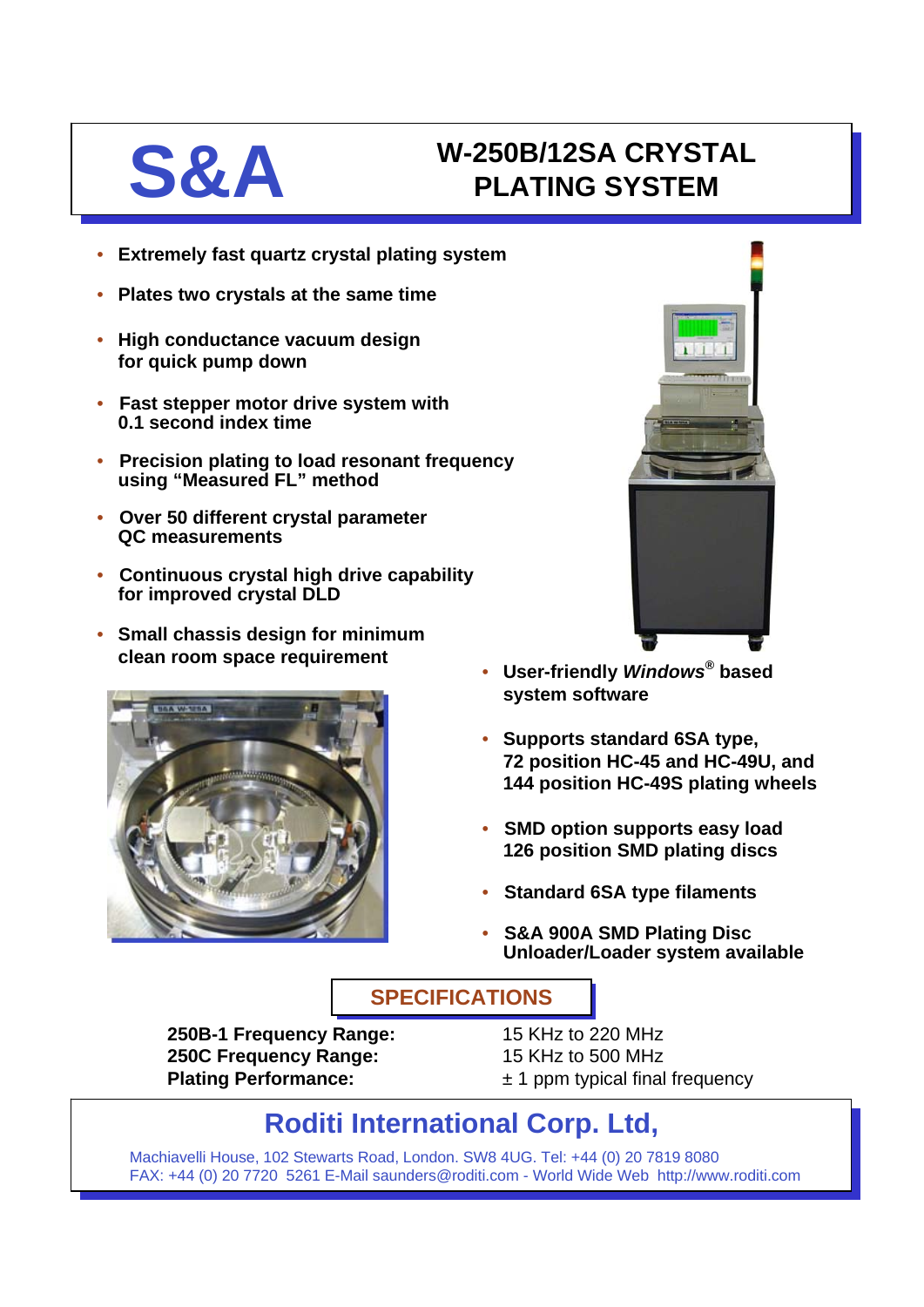# S&A

# W-250B/12SA CRYSTAL PLATING SYSTEM

- **Extremely fast quartz crystal plating system**
- **Plates two crystals at the same time**
- **High conductance vacuum design for quick pump down**
- **Fast stepper motor drive system with 0.1 second index time**
- **Precision plating to load resonant frequency using "Measured FL" method**
- **Over 50 different crystal parameter QC measurements**
- **Continuous crystal high drive capability for improved crystal DLD**
- **Small chassis design for minimum clean room space requirement**
- **User-friendly *Windows*® based system software**
- **Supports standard 6SA type, 72 position HC-45 and HC-49U, and 144 position HC-49S plating wheels**
- **SMD option supports easy load 126 position SMD plating discs**
- **Standard 6SA type filaments**
- **S&A 900A SMD Plating Disc Unloader/Loader system available**

## SPECIFICATIONS

| | |
|---|---|
| **250B-1 Frequency Range:** | 15 KHz to 220 MHz |
| **250C Frequency Range:** | 15 KHz to 500 MHz |
| **Plating Performance:** | ± 1 ppm typical final frequency |

## Roditi International Corp. Ltd,

Machiavelli House, 102 Stewarts Road, London. SW8 4UG. Tel: +44 (0) 20 7819 8080
FAX: +44 (0) 20 7720 5261 E-Mail saunders@roditi.com - World Wide Web http://www.roditi.com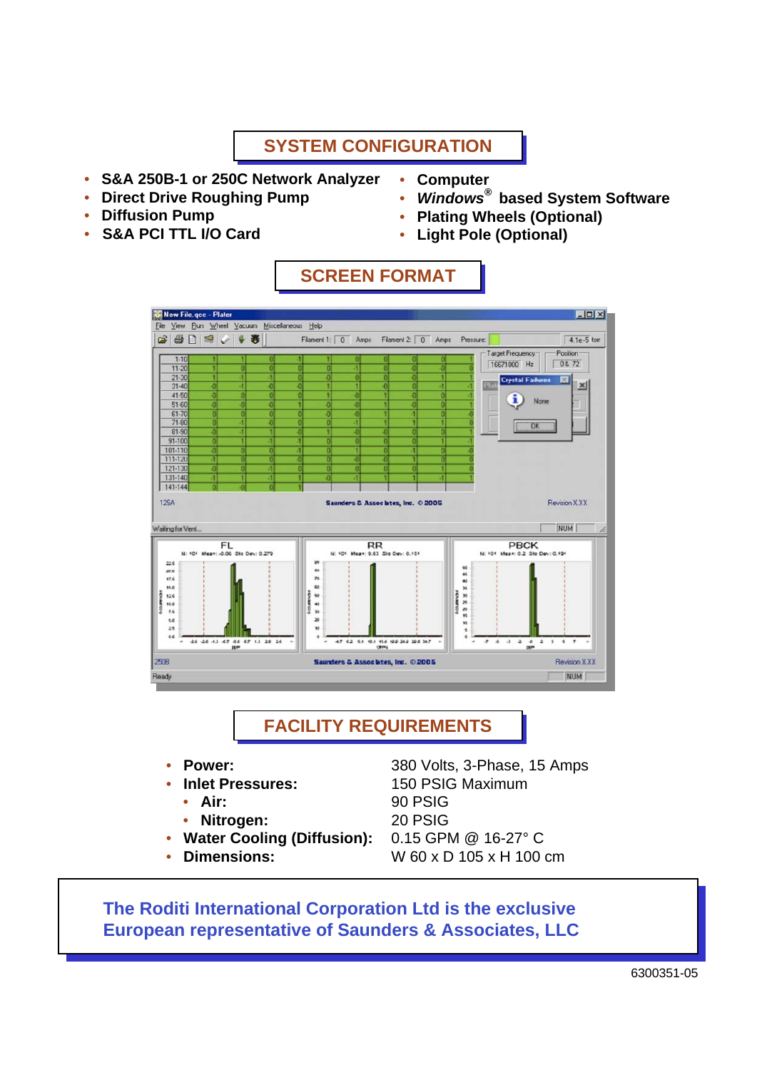## SYSTEM CONFIGURATION

- S&A 250B-1 or 250C Network Analyzer
- Direct Drive Roughing Pump
- Diffusion Pump
- S&A PCI TTL I/O Card
- Computer
- *Windows*® based System Software
- Plating Wheels (Optional)
- Light Pole (Optional)

## SCREEN FORMAT

## FACILITY REQUIREMENTS

- **Power:** 380 Volts, 3-Phase, 15 Amps
- **Inlet Pressures:** 150 PSIG Maximum
  - **Air:** 90 PSIG
  - **Nitrogen:** 20 PSIG
- **Water Cooling (Diffusion):** 0.15 GPM @ 16-27° C
- **Dimensions:** W 60 x D 105 x H 100 cm

**The Roditi International Corporation Ltd is the exclusive European representative of Saunders & Associates, LLC**

6300351-05